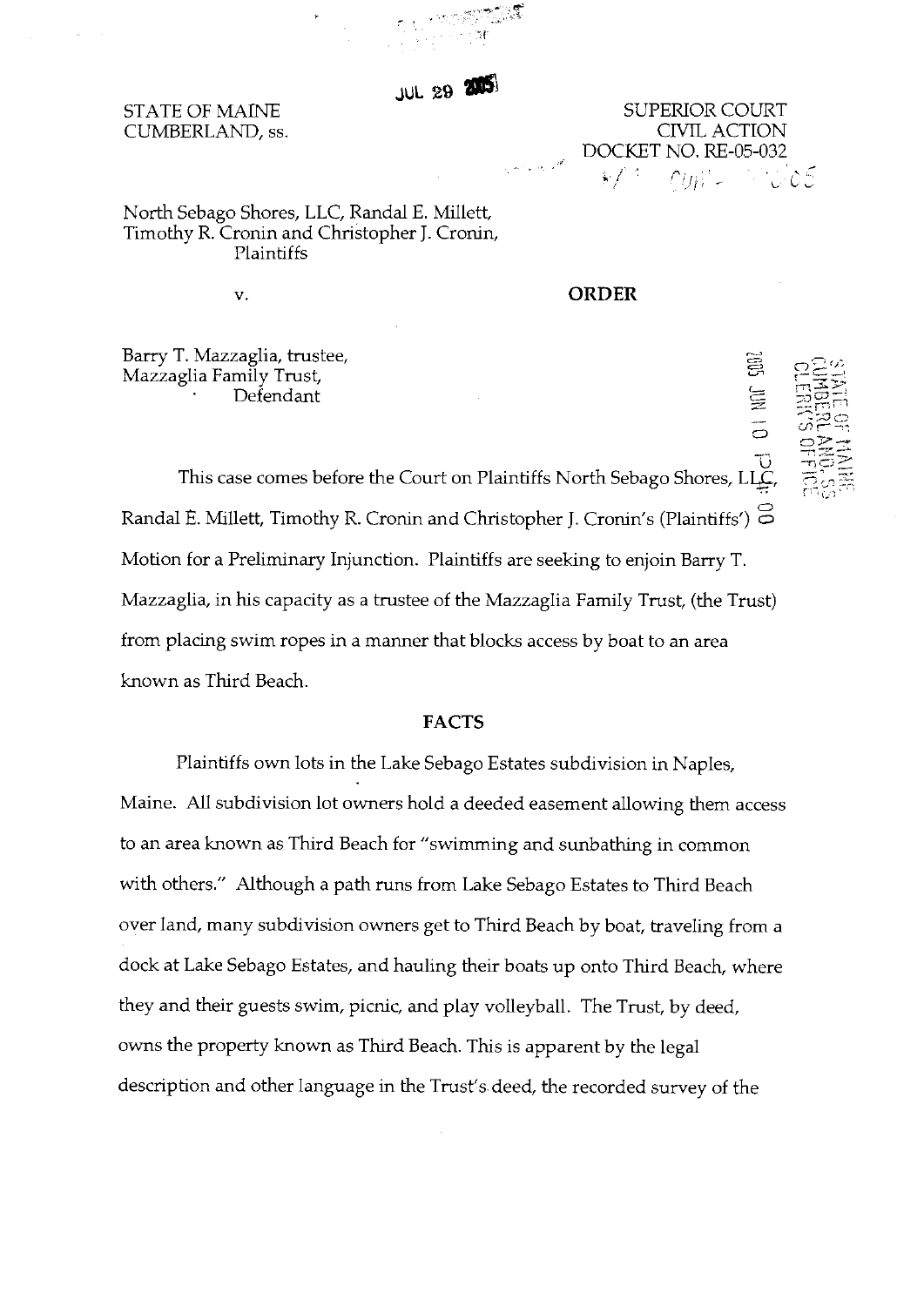STATE OF MAINE
CUMBERLAND, ss.

SUPERIOR COURT
CIVIL ACTION
DOCKET NO. RE-05-032

North Sebago Shores, LLC, Randal E. Millett, Timothy R. Cronin and Christopher J. Cronin,
Plaintiffs

v.

**ORDER**

Barry T. Mazzaglia, trustee,
Mazzaglia Family Trust,
Defendant

This case comes before the Court on Plaintiffs North Sebago Shores, LLC, Randal E. Millett, Timothy R. Cronin and Christopher J. Cronin's (Plaintiffs') Motion for a Preliminary Injunction. Plaintiffs are seeking to enjoin Barry T. Mazzaglia, in his capacity as a trustee of the Mazzaglia Family Trust, (the Trust) from placing swim ropes in a manner that blocks access by boat to an area known as Third Beach.

## FACTS

Plaintiffs own lots in the Lake Sebago Estates subdivision in Naples, Maine. All subdivision lot owners hold a deeded easement allowing them access to an area known as Third Beach for "swimming and sunbathing in common with others." Although a path runs from Lake Sebago Estates to Third Beach over land, many subdivision owners get to Third Beach by boat, traveling from a dock at Lake Sebago Estates, and hauling their boats up onto Third Beach, where they and their guests swim, picnic, and play volleyball. The Trust, by deed, owns the property known as Third Beach. This is apparent by the legal description and other language in the Trust's deed, the recorded survey of the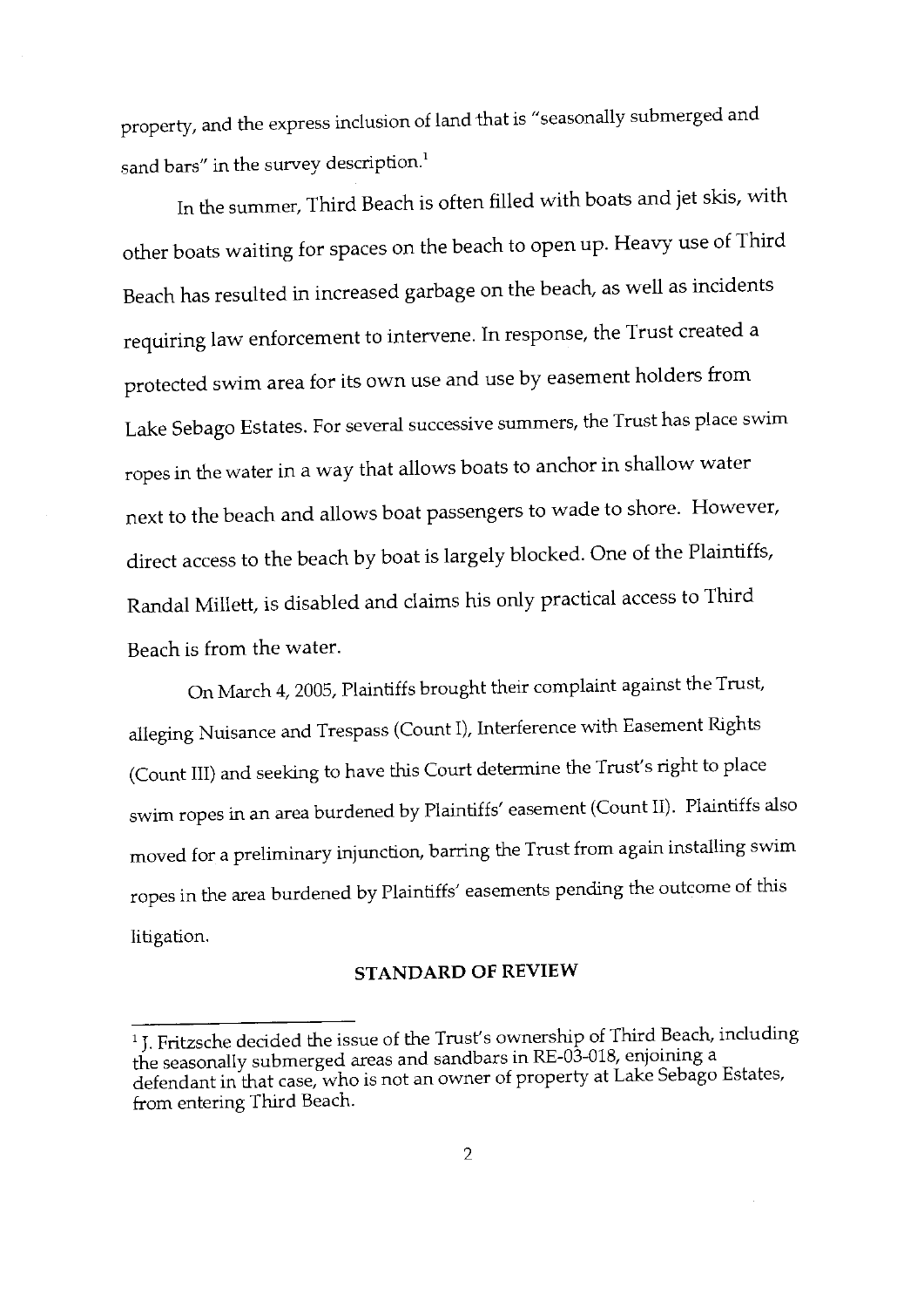property, and the express inclusion of land that is "seasonally submerged and sand bars" in the survey description.[1]

In the summer, Third Beach is often filled with boats and jet skis, with other boats waiting for spaces on the beach to open up. Heavy use of Third Beach has resulted in increased garbage on the beach, as well as incidents requiring law enforcement to intervene. In response, the Trust created a protected swim area for its own use and use by easement holders from Lake Sebago Estates. For several successive summers, the Trust has place swim ropes in the water in a way that allows boats to anchor in shallow water next to the beach and allows boat passengers to wade to shore. However, direct access to the beach by boat is largely blocked. One of the Plaintiffs, Randal Millett, is disabled and claims his only practical access to Third Beach is from the water.

On March 4, 2005, Plaintiffs brought their complaint against the Trust, alleging Nuisance and Trespass (Count I), Interference with Easement Rights (Count III) and seeking to have this Court determine the Trust's right to place swim ropes in an area burdened by Plaintiffs' easement (Count II). Plaintiffs also moved for a preliminary injunction, barring the Trust from again installing swim ropes in the area burdened by Plaintiffs' easements pending the outcome of this litigation.

## STANDARD OF REVIEW

[1] J. Fritzsche decided the issue of the Trust's ownership of Third Beach, including the seasonally submerged areas and sandbars in RE-03-018, enjoining a defendant in that case, who is not an owner of property at Lake Sebago Estates, from entering Third Beach.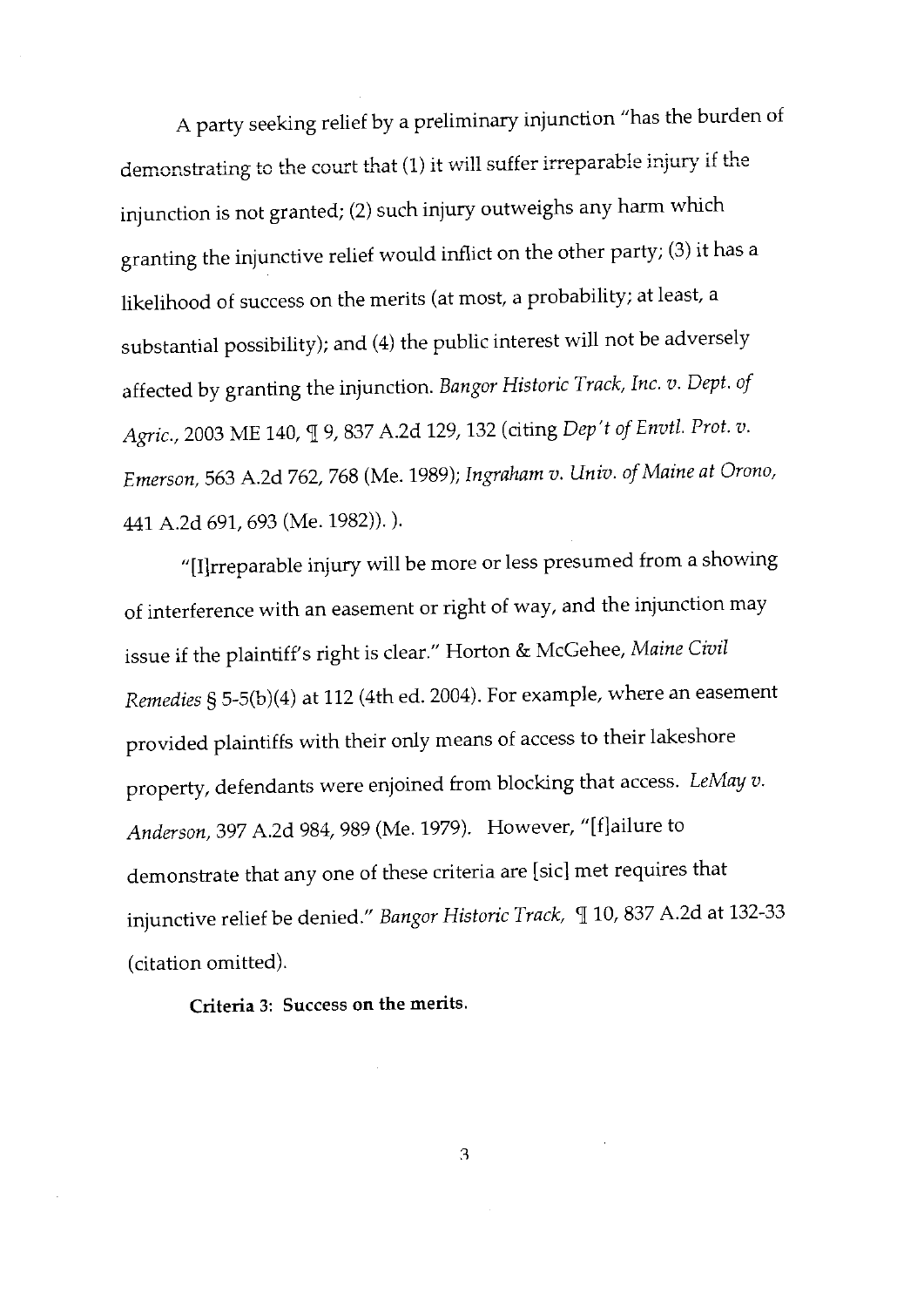A party seeking relief by a preliminary injunction "has the burden of demonstrating to the court that (1) it will suffer irreparable injury if the injunction is not granted; (2) such injury outweighs any harm which granting the injunctive relief would inflict on the other party; (3) it has a likelihood of success on the merits (at most, a probability; at least, a substantial possibility); and (4) the public interest will not be adversely affected by granting the injunction. *Bangor Historic Track, Inc. v. Dept. of Agric.*, 2003 ME 140, ¶ 9, 837 A.2d 129, 132 (citing *Dep't of Envtl. Prot. v. Emerson*, 563 A.2d 762, 768 (Me. 1989); *Ingraham v. Univ. of Maine at Orono*, 441 A.2d 691, 693 (Me. 1982)). ).

"[I]rreparable injury will be more or less presumed from a showing of interference with an easement or right of way, and the injunction may issue if the plaintiff's right is clear." Horton & McGehee, *Maine Civil Remedies* § 5-5(b)(4) at 112 (4th ed. 2004). For example, where an easement provided plaintiffs with their only means of access to their lakeshore property, defendants were enjoined from blocking that access. *LeMay v. Anderson*, 397 A.2d 984, 989 (Me. 1979). However, "[f]ailure to demonstrate that any one of these criteria are [sic] met requires that injunctive relief be denied." *Bangor Historic Track*, ¶ 10, 837 A.2d at 132-33 (citation omitted).

**Criteria 3: Success on the merits.**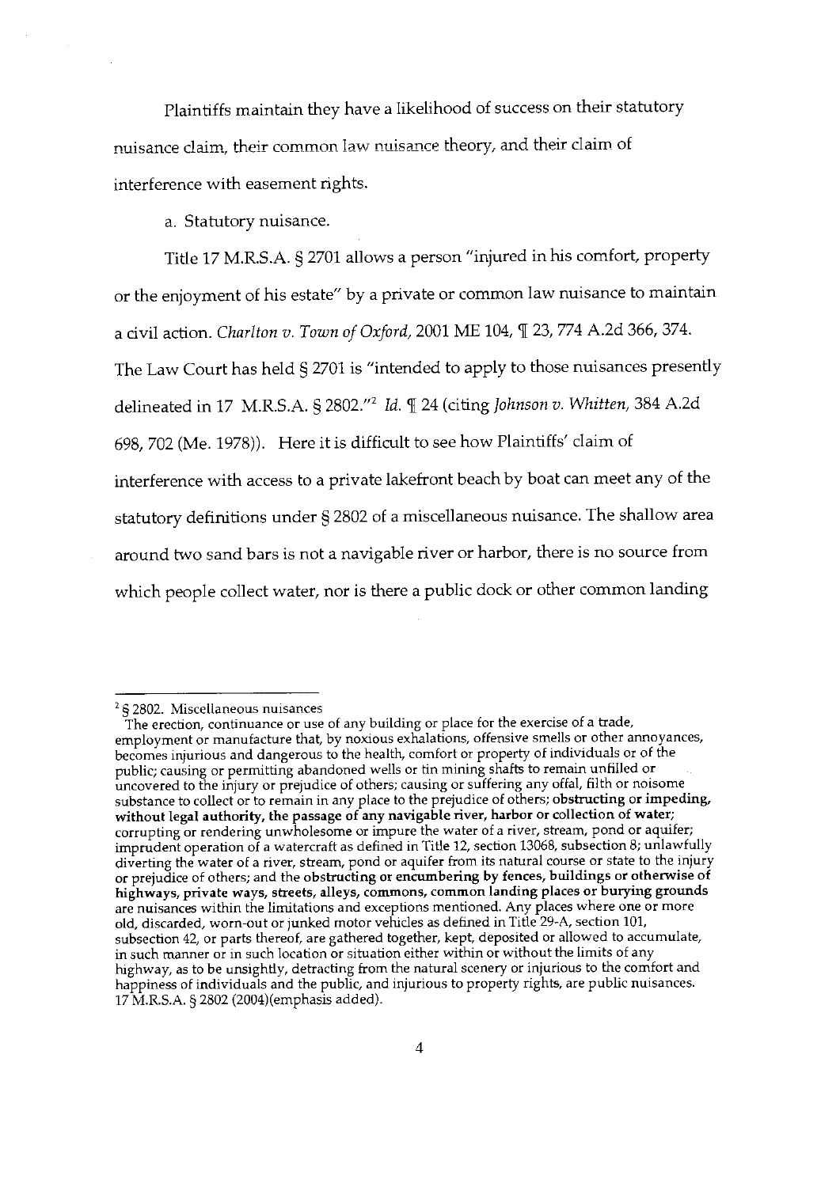Plaintiffs maintain they have a likelihood of success on their statutory nuisance claim, their common law nuisance theory, and their claim of interference with easement rights.

a. Statutory nuisance.

Title 17 M.R.S.A. § 2701 allows a person "injured in his comfort, property or the enjoyment of his estate" by a private or common law nuisance to maintain a civil action. *Charlton v. Town of Oxford,* 2001 ME 104, ¶ 23, 774 A.2d 366, 374. The Law Court has held § 2701 is "intended to apply to those nuisances presently delineated in 17 M.R.S.A. § 2802."[2] *Id.* ¶ 24 (citing *Johnson v. Whitten,* 384 A.2d 698, 702 (Me. 1978)). Here it is difficult to see how Plaintiffs' claim of interference with access to a private lakefront beach by boat can meet any of the statutory definitions under § 2802 of a miscellaneous nuisance. The shallow area around two sand bars is not a navigable river or harbor, there is no source from which people collect water, nor is there a public dock or other common landing

---

[2] § 2802. Miscellaneous nuisances
The erection, continuance or use of any building or place for the exercise of a trade, employment or manufacture that, by noxious exhalations, offensive smells or other annoyances, becomes injurious and dangerous to the health, comfort or property of individuals or of the public; causing or permitting abandoned wells or tin mining shafts to remain unfilled or uncovered to the injury or prejudice of others; causing or suffering any offal, filth or noisome substance to collect or to remain in any place to the prejudice of others; **obstructing or impeding, without legal authority, the passage of any navigable river, harbor or collection of water;** corrupting or rendering unwholesome or impure the water of a river, stream, pond or aquifer; imprudent operation of a watercraft as defined in Title 12, section 13068, subsection 8; unlawfully diverting the water of a river, stream, pond or aquifer from its natural course or state to the injury or prejudice of others; and the **obstructing or encumbering by fences, buildings or otherwise of highways, private ways, streets, alleys, commons, common landing places or burying grounds** are nuisances within the limitations and exceptions mentioned. Any places where one or more old, discarded, worn-out or junked motor vehicles as defined in Title 29-A, section 101, subsection 42, or parts thereof, are gathered together, kept, deposited or allowed to accumulate, in such manner or in such location or situation either within or without the limits of any highway, as to be unsightly, detracting from the natural scenery or injurious to the comfort and happiness of individuals and the public, and injurious to property rights, are public nuisances. 17 M.R.S.A. § 2802 (2004)(emphasis added).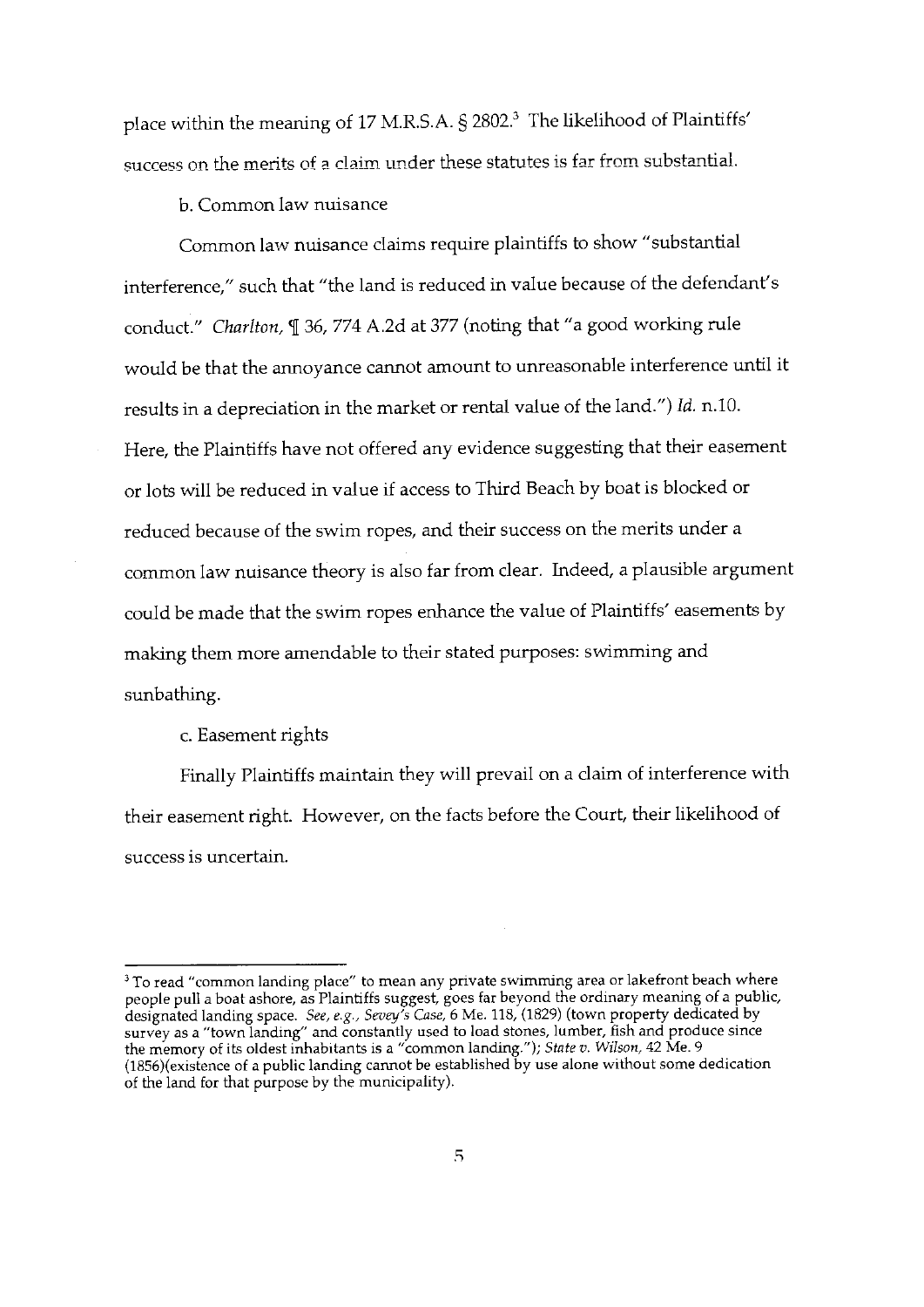place within the meaning of 17 M.R.S.A. § 2802.[3] The likelihood of Plaintiffs' success on the merits of a claim under these statutes is far from substantial.

b. Common law nuisance

Common law nuisance claims require plaintiffs to show "substantial interference," such that "the land is reduced in value because of the defendant's conduct." *Charlton*, ¶ 36, 774 A.2d at 377 (noting that "a good working rule would be that the annoyance cannot amount to unreasonable interference until it results in a depreciation in the market or rental value of the land.") *Id.* n.10. Here, the Plaintiffs have not offered any evidence suggesting that their easement or lots will be reduced in value if access to Third Beach by boat is blocked or reduced because of the swim ropes, and their success on the merits under a common law nuisance theory is also far from clear. Indeed, a plausible argument could be made that the swim ropes enhance the value of Plaintiffs' easements by making them more amendable to their stated purposes: swimming and sunbathing.

c. Easement rights

Finally Plaintiffs maintain they will prevail on a claim of interference with their easement right. However, on the facts before the Court, their likelihood of success is uncertain.

---

[3] To read "common landing place" to mean any private swimming area or lakefront beach where people pull a boat ashore, as Plaintiffs suggest, goes far beyond the ordinary meaning of a public, designated landing space. *See, e.g., Sevey's Case*, 6 Me. 118, (1829) (town property dedicated by survey as a "town landing" and constantly used to load stones, lumber, fish and produce since the memory of its oldest inhabitants is a "common landing."); *State v. Wilson*, 42 Me. 9 (1856)(existence of a public landing cannot be established by use alone without some dedication of the land for that purpose by the municipality).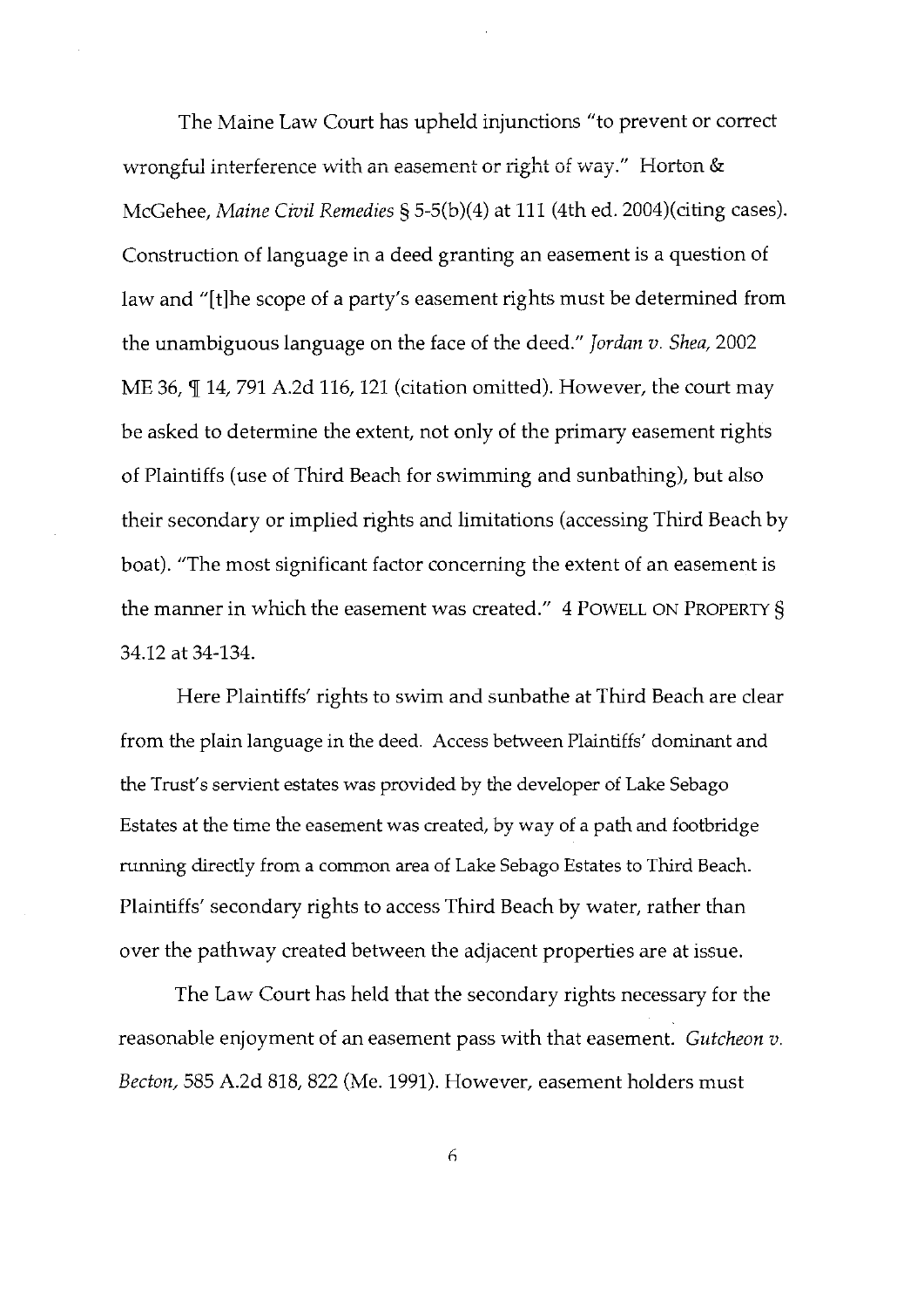The Maine Law Court has upheld injunctions "to prevent or correct wrongful interference with an easement or right of way." Horton & McGehee, *Maine Civil Remedies* § 5-5(b)(4) at 111 (4th ed. 2004)(citing cases). Construction of language in a deed granting an easement is a question of law and "[t]he scope of a party's easement rights must be determined from the unambiguous language on the face of the deed." *Jordan v. Shea,* 2002 ME 36, ¶ 14, 791 A.2d 116, 121 (citation omitted). However, the court may be asked to determine the extent, not only of the primary easement rights of Plaintiffs (use of Third Beach for swimming and sunbathing), but also their secondary or implied rights and limitations (accessing Third Beach by boat). "The most significant factor concerning the extent of an easement is the manner in which the easement was created." 4 POWELL ON PROPERTY § 34.12 at 34-134.

Here Plaintiffs' rights to swim and sunbathe at Third Beach are clear from the plain language in the deed. Access between Plaintiffs' dominant and the Trust's servient estates was provided by the developer of Lake Sebago Estates at the time the easement was created, by way of a path and footbridge running directly from a common area of Lake Sebago Estates to Third Beach. Plaintiffs' secondary rights to access Third Beach by water, rather than over the pathway created between the adjacent properties are at issue.

The Law Court has held that the secondary rights necessary for the reasonable enjoyment of an easement pass with that easement. *Gutcheon v. Becton,* 585 A.2d 818, 822 (Me. 1991). However, easement holders must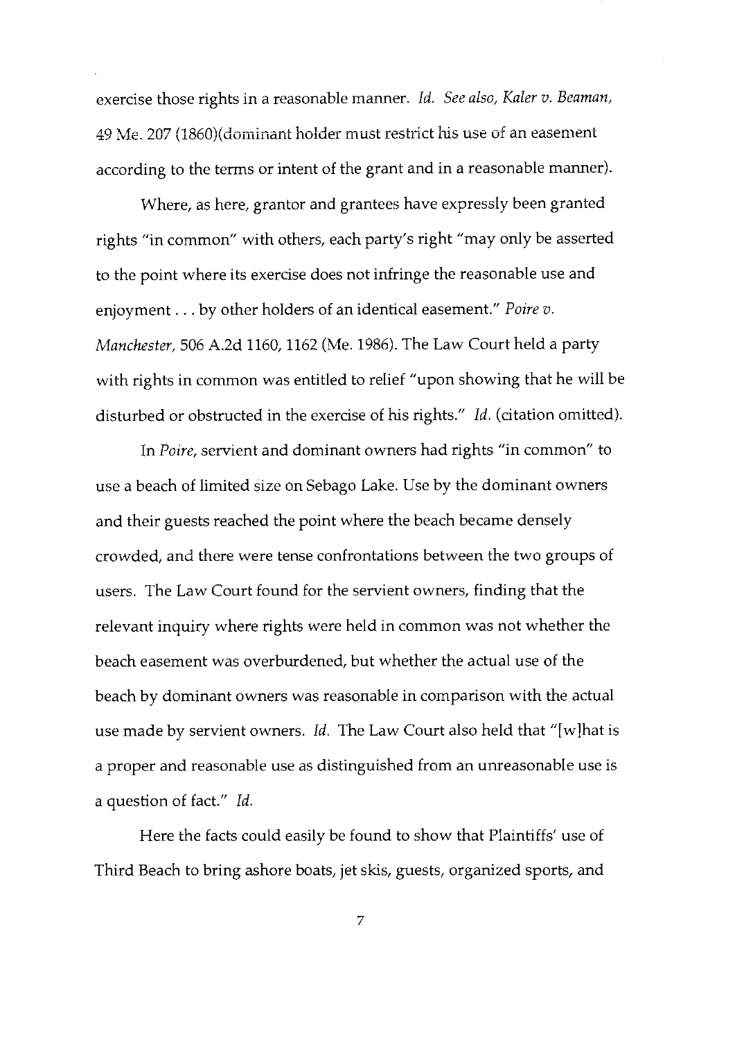exercise those rights in a reasonable manner. *Id. See also, Kaler v. Beaman*, 49 Me. 207 (1860)(dominant holder must restrict his use of an easement according to the terms or intent of the grant and in a reasonable manner).

Where, as here, grantor and grantees have expressly been granted rights "in common" with others, each party's right "may only be asserted to the point where its exercise does not infringe the reasonable use and enjoyment . . . by other holders of an identical easement." *Poire v. Manchester*, 506 A.2d 1160, 1162 (Me. 1986). The Law Court held a party with rights in common was entitled to relief "upon showing that he will be disturbed or obstructed in the exercise of his rights." *Id.* (citation omitted).

In *Poire*, servient and dominant owners had rights "in common" to use a beach of limited size on Sebago Lake. Use by the dominant owners and their guests reached the point where the beach became densely crowded, and there were tense confrontations between the two groups of users. The Law Court found for the servient owners, finding that the relevant inquiry where rights were held in common was not whether the beach easement was overburdened, but whether the actual use of the beach by dominant owners was reasonable in comparison with the actual use made by servient owners. *Id.* The Law Court also held that "[w]hat is a proper and reasonable use as distinguished from an unreasonable use is a question of fact." *Id.*

Here the facts could easily be found to show that Plaintiffs' use of Third Beach to bring ashore boats, jet skis, guests, organized sports, and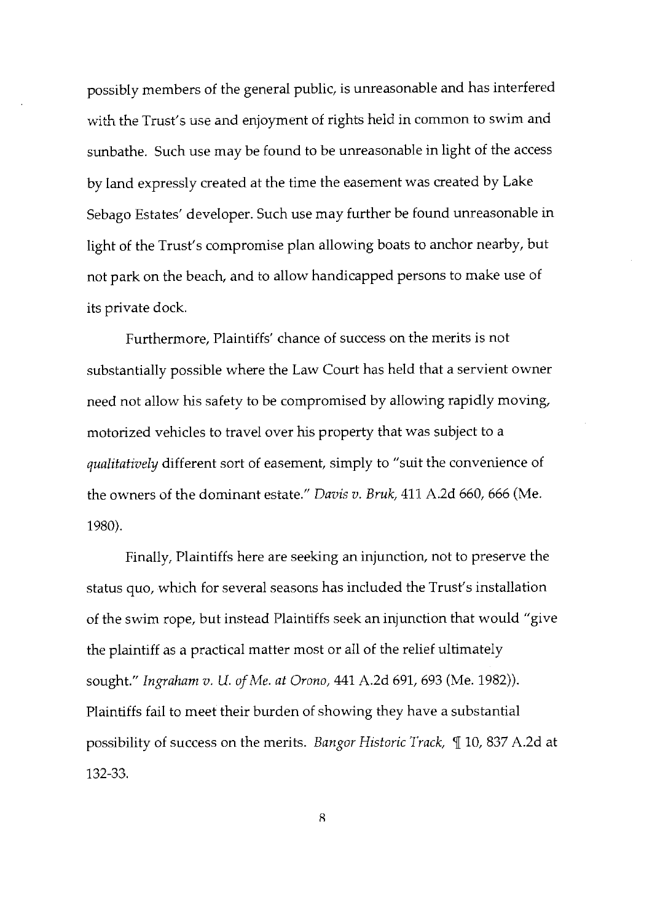possibly members of the general public, is unreasonable and has interfered with the Trust's use and enjoyment of rights held in common to swim and sunbathe. Such use may be found to be unreasonable in light of the access by land expressly created at the time the easement was created by Lake Sebago Estates' developer. Such use may further be found unreasonable in light of the Trust's compromise plan allowing boats to anchor nearby, but not park on the beach, and to allow handicapped persons to make use of its private dock.

Furthermore, Plaintiffs' chance of success on the merits is not substantially possible where the Law Court has held that a servient owner need not allow his safety to be compromised by allowing rapidly moving, motorized vehicles to travel over his property that was subject to a *qualitatively* different sort of easement, simply to "suit the convenience of the owners of the dominant estate." *Davis v. Bruk*, 411 A.2d 660, 666 (Me. 1980).

Finally, Plaintiffs here are seeking an injunction, not to preserve the status quo, which for several seasons has included the Trust's installation of the swim rope, but instead Plaintiffs seek an injunction that would "give the plaintiff as a practical matter most or all of the relief ultimately sought." *Ingraham v. U. of Me. at Orono*, 441 A.2d 691, 693 (Me. 1982)). Plaintiffs fail to meet their burden of showing they have a substantial possibility of success on the merits. *Bangor Historic Track*, ¶ 10, 837 A.2d at 132-33.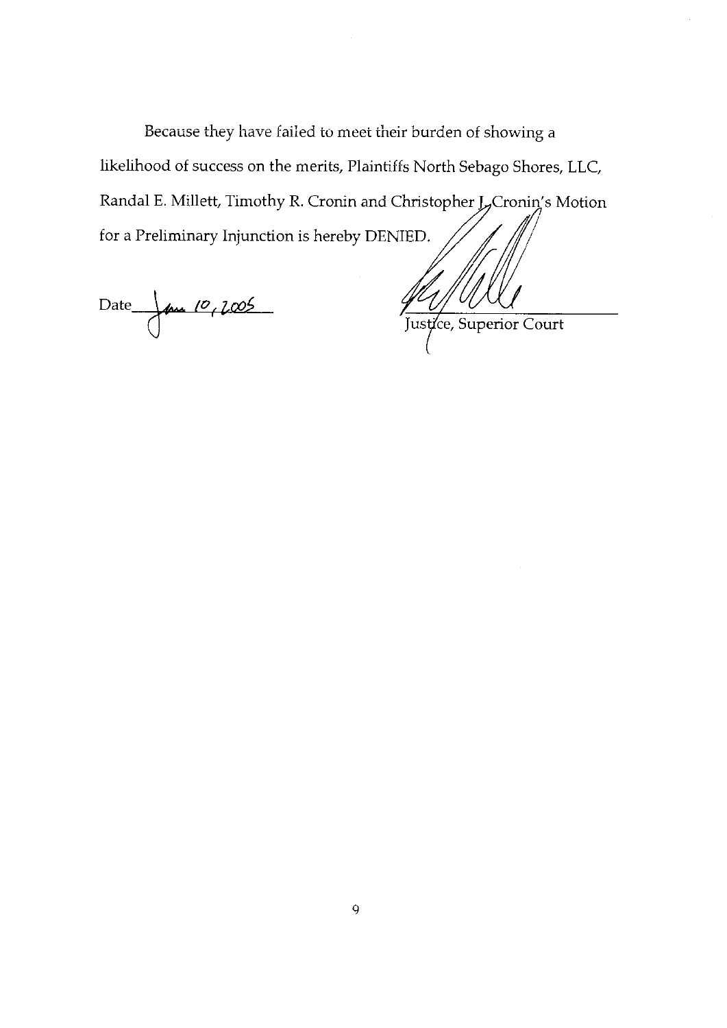Because they have failed to meet their burden of showing a likelihood of success on the merits, Plaintiffs North Sebago Shores, LLC, Randal E. Millett, Timothy R. Cronin and Christopher J. Cronin's Motion for a Preliminary Injunction is hereby DENIED.

Date Jan 10, 2005

Justice, Superior Court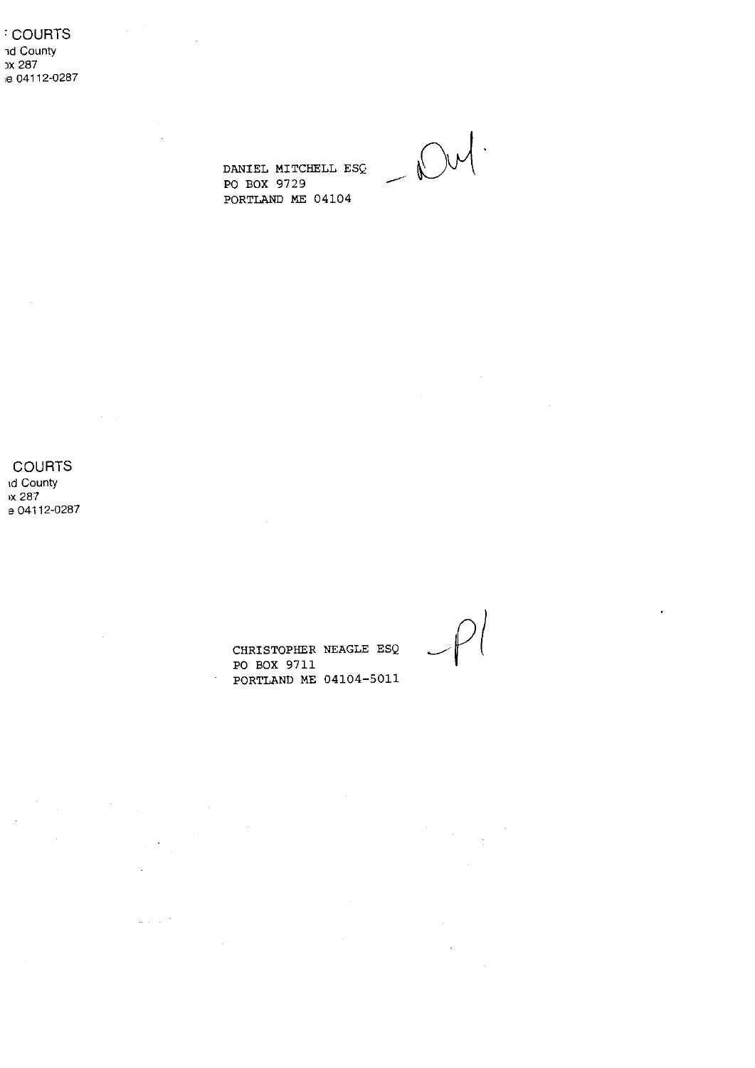: COURTS
nd County
ox 287
ie 04112-0287

DANIEL MITCHELL ESQ
PO BOX 9729
PORTLAND ME 04104

COURTS
nd County
ox 287
e 04112-0287

CHRISTOPHER NEAGLE ESQ
PO BOX 9711
PORTLAND ME 04104-5011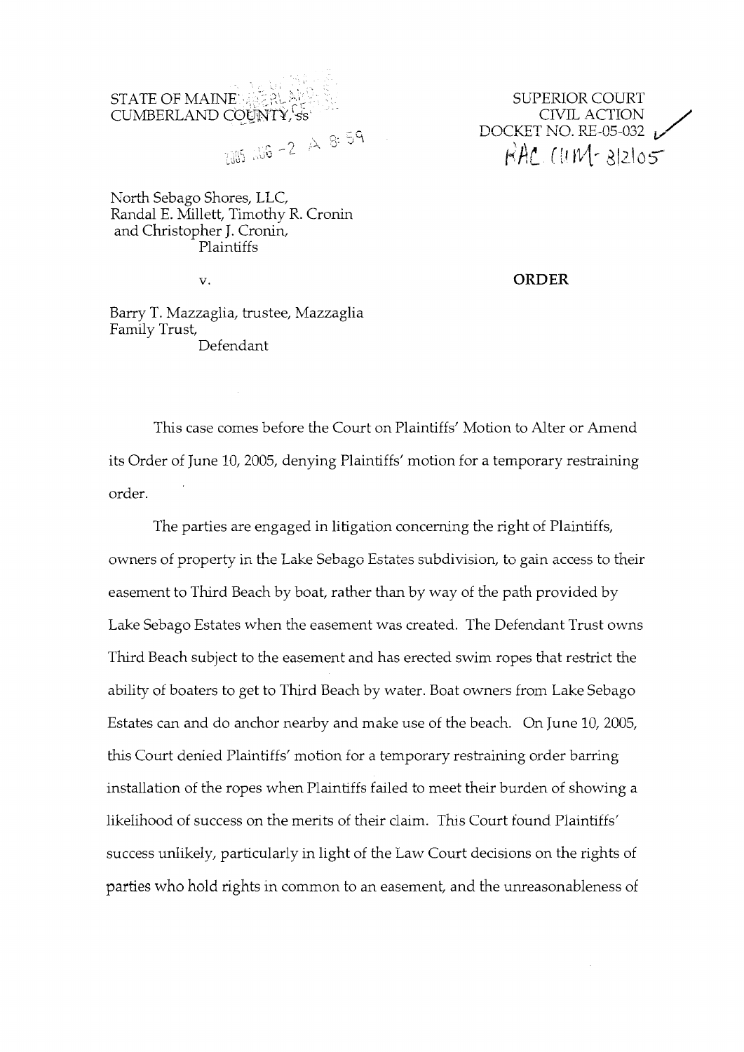STATE OF MAINE
CUMBERLAND COUNTY, ss

2005 AUG -2 A 8:59

SUPERIOR COURT
CIVIL ACTION
DOCKET NO. RE-05-032
RAC CUM- 8/2/05

North Sebago Shores, LLC,
Randal E. Millett, Timothy R. Cronin
and Christopher J. Cronin,
Plaintiffs

v.

**ORDER**

Barry T. Mazzaglia, trustee, Mazzaglia
Family Trust,
Defendant

This case comes before the Court on Plaintiffs' Motion to Alter or Amend its Order of June 10, 2005, denying Plaintiffs' motion for a temporary restraining order.

The parties are engaged in litigation concerning the right of Plaintiffs, owners of property in the Lake Sebago Estates subdivision, to gain access to their easement to Third Beach by boat, rather than by way of the path provided by Lake Sebago Estates when the easement was created. The Defendant Trust owns Third Beach subject to the easement and has erected swim ropes that restrict the ability of boaters to get to Third Beach by water. Boat owners from Lake Sebago Estates can and do anchor nearby and make use of the beach. On June 10, 2005, this Court denied Plaintiffs' motion for a temporary restraining order barring installation of the ropes when Plaintiffs failed to meet their burden of showing a likelihood of success on the merits of their claim. This Court found Plaintiffs' success unlikely, particularly in light of the Law Court decisions on the rights of parties who hold rights in common to an easement, and the unreasonableness of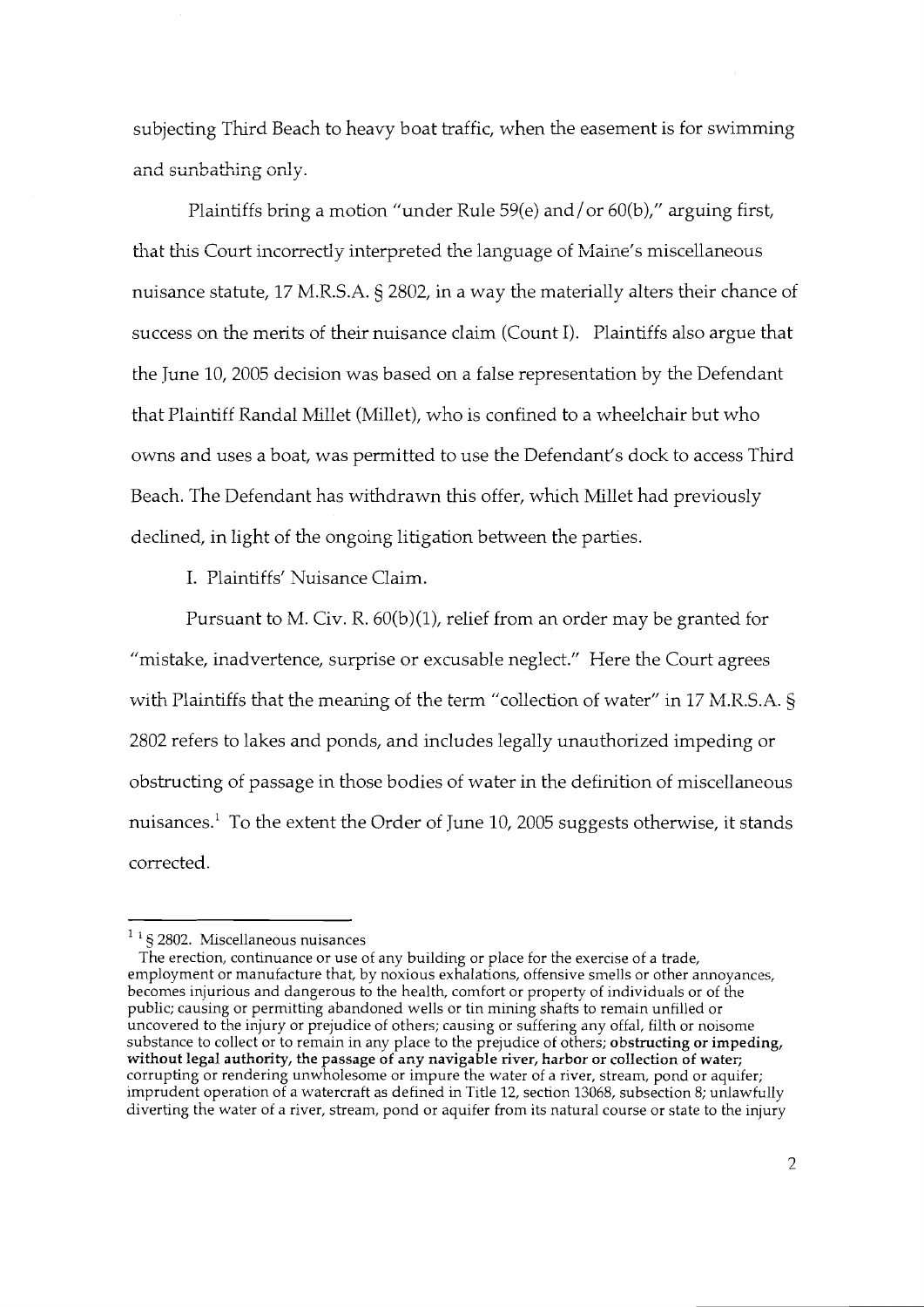subjecting Third Beach to heavy boat traffic, when the easement is for swimming and sunbathing only.

Plaintiffs bring a motion "under Rule 59(e) and/or 60(b)," arguing first, that this Court incorrectly interpreted the language of Maine's miscellaneous nuisance statute, 17 M.R.S.A. § 2802, in a way the materially alters their chance of success on the merits of their nuisance claim (Count I). Plaintiffs also argue that the June 10, 2005 decision was based on a false representation by the Defendant that Plaintiff Randal Millet (Millet), who is confined to a wheelchair but who owns and uses a boat, was permitted to use the Defendant's dock to access Third Beach. The Defendant has withdrawn this offer, which Millet had previously declined, in light of the ongoing litigation between the parties.

I. Plaintiffs' Nuisance Claim.

Pursuant to M. Civ. R. 60(b)(1), relief from an order may be granted for "mistake, inadvertence, surprise or excusable neglect." Here the Court agrees with Plaintiffs that the meaning of the term "collection of water" in 17 M.R.S.A. § 2802 refers to lakes and ponds, and includes legally unauthorized impeding or obstructing of passage in those bodies of water in the definition of miscellaneous nuisances.[1] To the extent the Order of June 10, 2005 suggests otherwise, it stands corrected.

---

[1] [1] § 2802. Miscellaneous nuisances
The erection, continuance or use of any building or place for the exercise of a trade, employment or manufacture that, by noxious exhalations, offensive smells or other annoyances, becomes injurious and dangerous to the health, comfort or property of individuals or of the public; causing or permitting abandoned wells or tin mining shafts to remain unfilled or uncovered to the injury or prejudice of others; causing or suffering any offal, filth or noisome substance to collect or to remain in any place to the prejudice of others; **obstructing or impeding, without legal authority, the passage of any navigable river, harbor or collection of water;** corrupting or rendering unwholesome or impure the water of a river, stream, pond or aquifer; imprudent operation of a watercraft as defined in Title 12, section 13068, subsection 8; unlawfully diverting the water of a river, stream, pond or aquifer from its natural course or state to the injury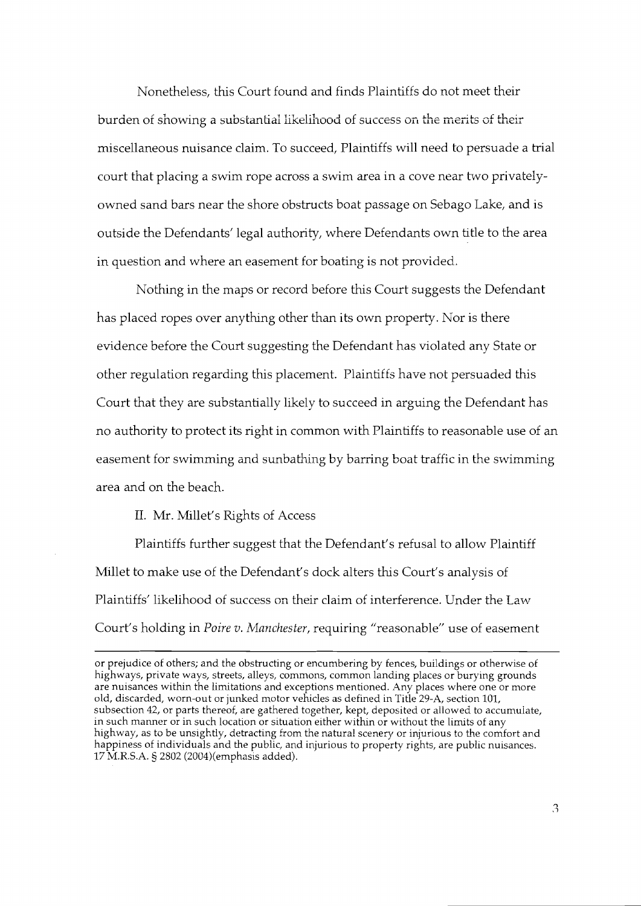Nonetheless, this Court found and finds Plaintiffs do not meet their burden of showing a substantial likelihood of success on the merits of their miscellaneous nuisance claim. To succeed, Plaintiffs will need to persuade a trial court that placing a swim rope across a swim area in a cove near two privately-owned sand bars near the shore obstructs boat passage on Sebago Lake, and is outside the Defendants' legal authority, where Defendants own title to the area in question and where an easement for boating is not provided.

Nothing in the maps or record before this Court suggests the Defendant has placed ropes over anything other than its own property. Nor is there evidence before the Court suggesting the Defendant has violated any State or other regulation regarding this placement. Plaintiffs have not persuaded this Court that they are substantially likely to succeed in arguing the Defendant has no authority to protect its right in common with Plaintiffs to reasonable use of an easement for swimming and sunbathing by barring boat traffic in the swimming area and on the beach.

II. Mr. Millet's Rights of Access

Plaintiffs further suggest that the Defendant's refusal to allow Plaintiff Millet to make use of the Defendant's dock alters this Court's analysis of Plaintiffs' likelihood of success on their claim of interference. Under the Law Court's holding in *Poire v. Manchester*, requiring "reasonable" use of easement

---

or prejudice of others; and the obstructing or encumbering by fences, buildings or otherwise of highways, private ways, streets, alleys, commons, common landing places or burying grounds are nuisances within the limitations and exceptions mentioned. Any places where one or more old, discarded, worn-out or junked motor vehicles as defined in Title 29-A, section 101, subsection 42, or parts thereof, are gathered together, kept, deposited or allowed to accumulate, in such manner or in such location or situation either within or without the limits of any highway, as to be unsightly, detracting from the natural scenery or injurious to the comfort and happiness of individuals and the public, and injurious to property rights, are public nuisances. 17 M.R.S.A. § 2802 (2004)(emphasis added).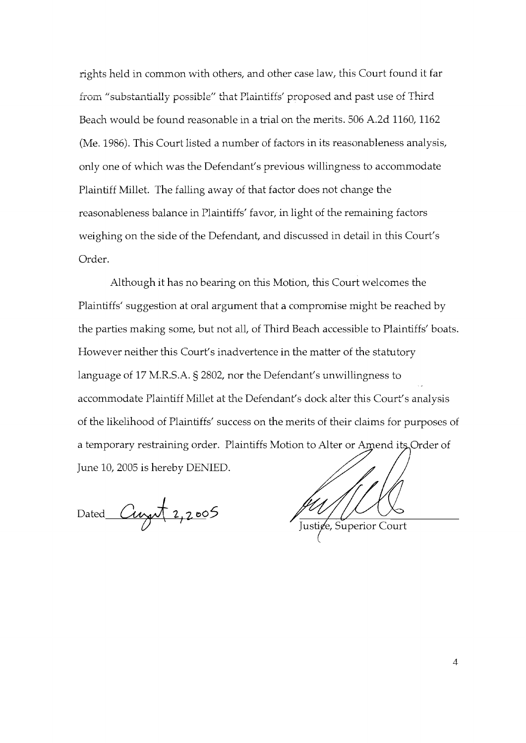rights held in common with others, and other case law, this Court found it far from "substantially possible" that Plaintiffs' proposed and past use of Third Beach would be found reasonable in a trial on the merits. 506 A.2d 1160, 1162 (Me. 1986). This Court listed a number of factors in its reasonableness analysis, only one of which was the Defendant's previous willingness to accommodate Plaintiff Millet. The falling away of that factor does not change the reasonableness balance in Plaintiffs' favor, in light of the remaining factors weighing on the side of the Defendant, and discussed in detail in this Court's Order.

Although it has no bearing on this Motion, this Court welcomes the Plaintiffs' suggestion at oral argument that a compromise might be reached by the parties making some, but not all, of Third Beach accessible to Plaintiffs' boats. However neither this Court's inadvertence in the matter of the statutory language of 17 M.R.S.A. § 2802, nor the Defendant's unwillingness to accommodate Plaintiff Millet at the Defendant's dock alter this Court's analysis of the likelihood of Plaintiffs' success on the merits of their claims for purposes of a temporary restraining order. Plaintiffs Motion to Alter or Amend its Order of June 10, 2005 is hereby DENIED.

Dated August 2, 2005

Justice, Superior Court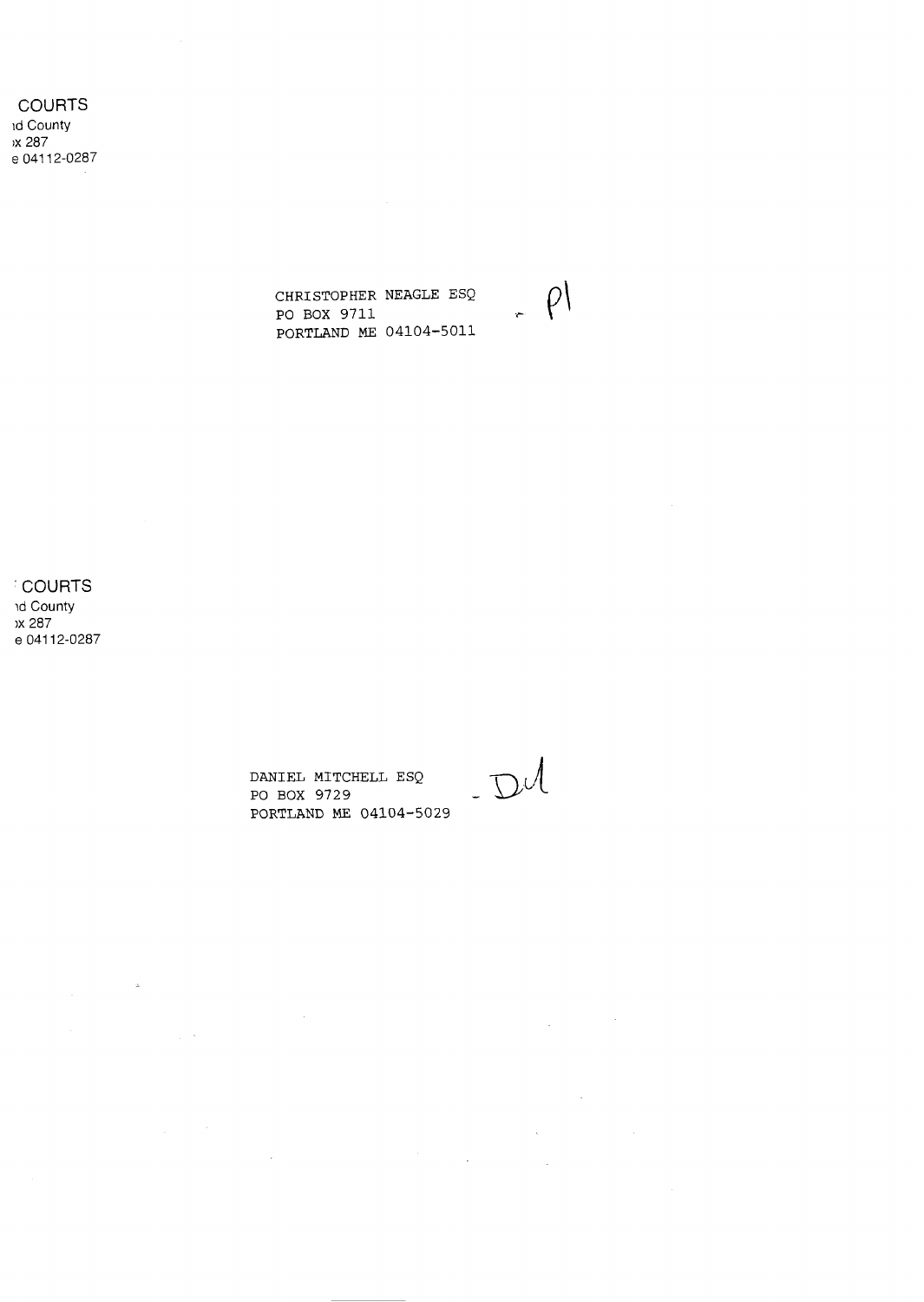COURTS
nd County
ox 287
e 04112-0287

CHRISTOPHER NEAGLE ESQ
PO BOX 9711
PORTLAND ME 04104-5011

- Pl

COURTS
nd County
ox 287
e 04112-0287

DANIEL MITCHELL ESQ
PO BOX 9729
PORTLAND ME 04104-5029

- Df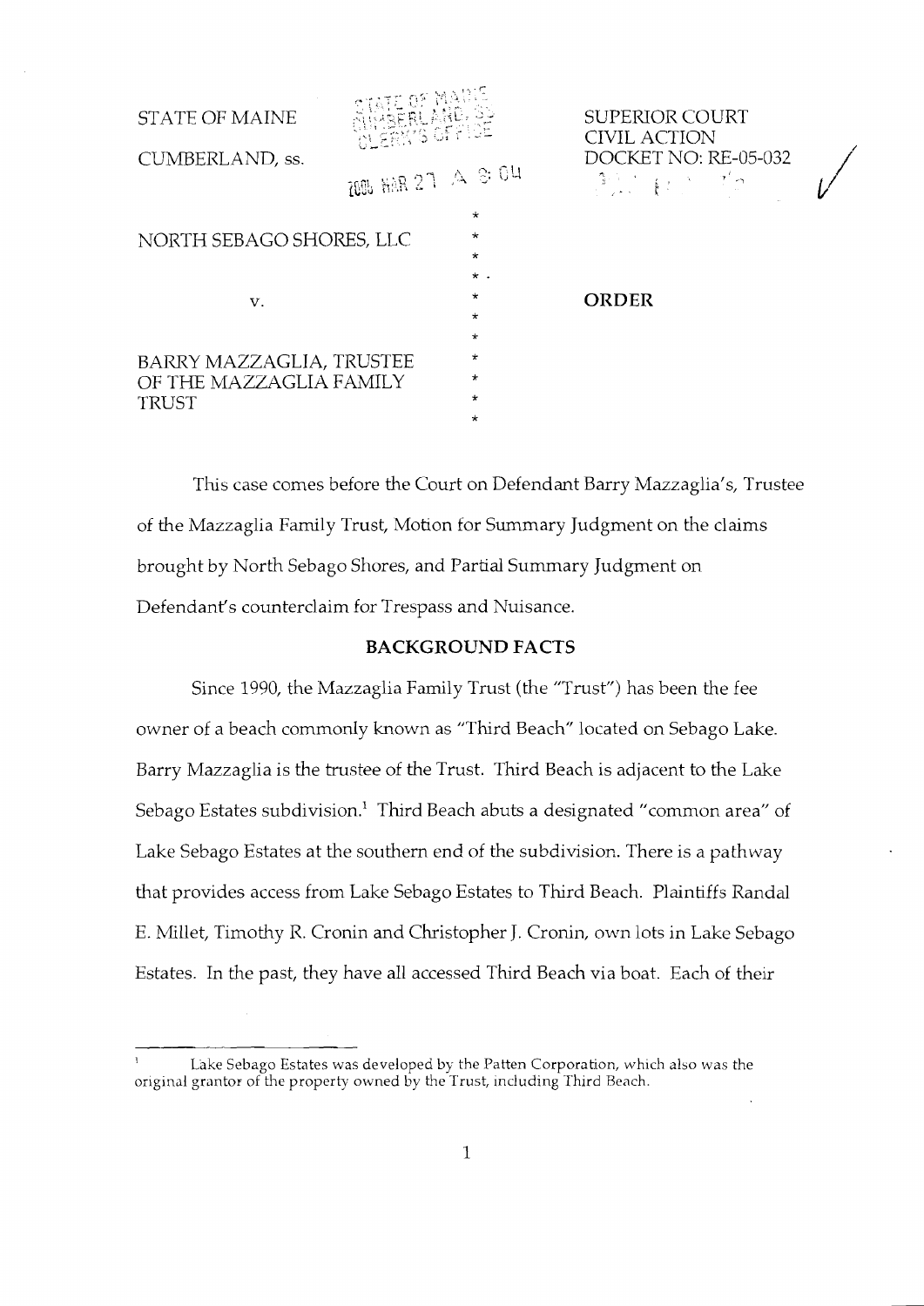STATE OF MAINE
CUMBERLAND, ss.

SUPERIOR COURT
CIVIL ACTION
DOCKET NO: RE-05-032

NORTH SEBAGO SHORES, LLC

v.

BARRY MAZZAGLIA, TRUSTEE OF THE MAZZAGLIA FAMILY TRUST

**ORDER**

This case comes before the Court on Defendant Barry Mazzaglia's, Trustee of the Mazzaglia Family Trust, Motion for Summary Judgment on the claims brought by North Sebago Shores, and Partial Summary Judgment on Defendant's counterclaim for Trespass and Nuisance.

## BACKGROUND FACTS

Since 1990, the Mazzaglia Family Trust (the "Trust") has been the fee owner of a beach commonly known as "Third Beach" located on Sebago Lake. Barry Mazzaglia is the trustee of the Trust. Third Beach is adjacent to the Lake Sebago Estates subdivision.[1] Third Beach abuts a designated "common area" of Lake Sebago Estates at the southern end of the subdivision. There is a pathway that provides access from Lake Sebago Estates to Third Beach. Plaintiffs Randal E. Millet, Timothy R. Cronin and Christopher J. Cronin, own lots in Lake Sebago Estates. In the past, they have all accessed Third Beach via boat. Each of their

[1] Lake Sebago Estates was developed by the Patten Corporation, which also was the original grantor of the property owned by the Trust, including Third Beach.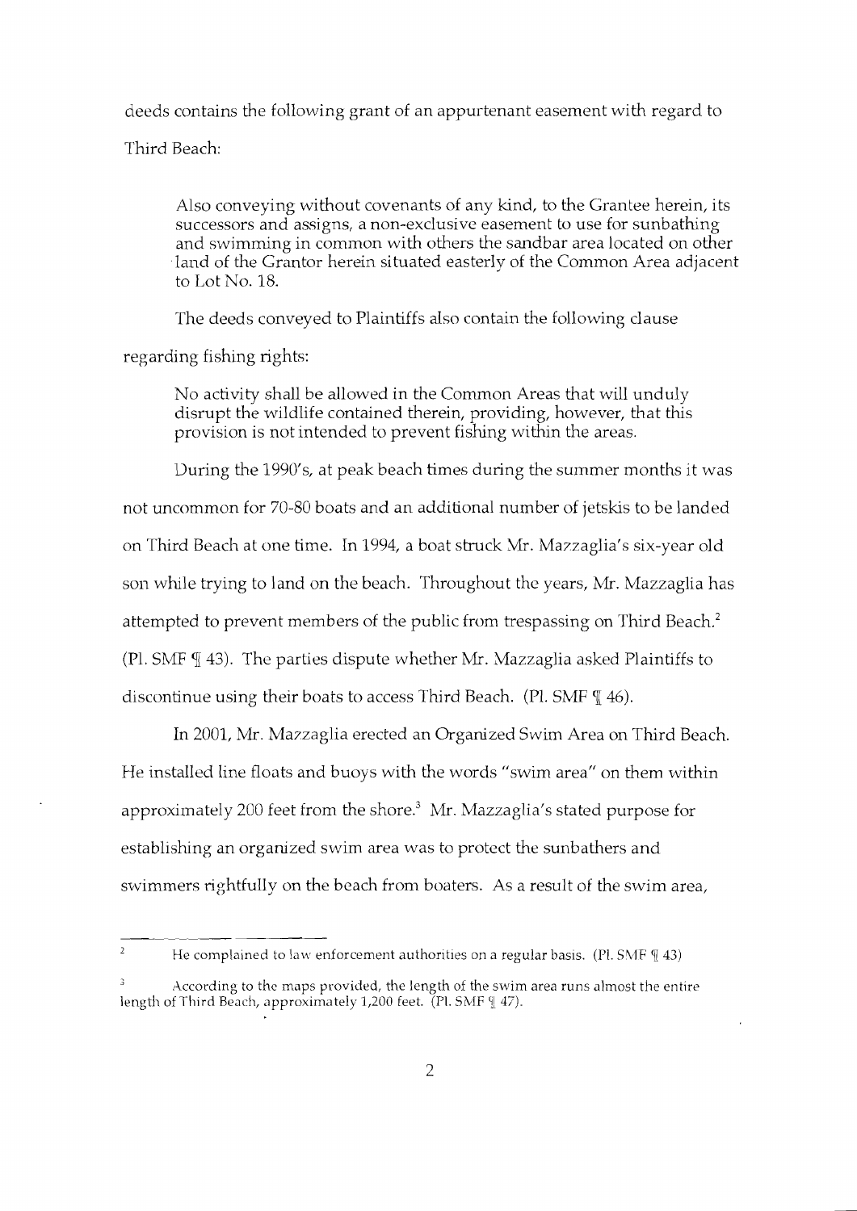deeds contains the following grant of an appurtenant easement with regard to Third Beach:

> Also conveying without covenants of any kind, to the Grantee herein, its successors and assigns, a non-exclusive easement to use for sunbathing and swimming in common with others the sandbar area located on other land of the Grantor herein situated easterly of the Common Area adjacent to Lot No. 18.

The deeds conveyed to Plaintiffs also contain the following clause regarding fishing rights:

> No activity shall be allowed in the Common Areas that will unduly disrupt the wildlife contained therein, providing, however, that this provision is not intended to prevent fishing within the areas.

During the 1990's, at peak beach times during the summer months it was not uncommon for 70-80 boats and an additional number of jetskis to be landed on Third Beach at one time. In 1994, a boat struck Mr. Mazzaglia's six-year old son while trying to land on the beach. Throughout the years, Mr. Mazzaglia has attempted to prevent members of the public from trespassing on Third Beach.[2] (Pl. SMF ¶ 43). The parties dispute whether Mr. Mazzaglia asked Plaintiffs to discontinue using their boats to access Third Beach. (Pl. SMF ¶ 46).

In 2001, Mr. Mazzaglia erected an Organized Swim Area on Third Beach. He installed line floats and buoys with the words "swim area" on them within approximately 200 feet from the shore.[3] Mr. Mazzaglia's stated purpose for establishing an organized swim area was to protect the sunbathers and swimmers rightfully on the beach from boaters. As a result of the swim area,

---

[2] He complained to law enforcement authorities on a regular basis. (Pl. SMF ¶ 43)

[3] According to the maps provided, the length of the swim area runs almost the entire length of Third Beach, approximately 1,200 feet. (Pl. SMF ¶ 47).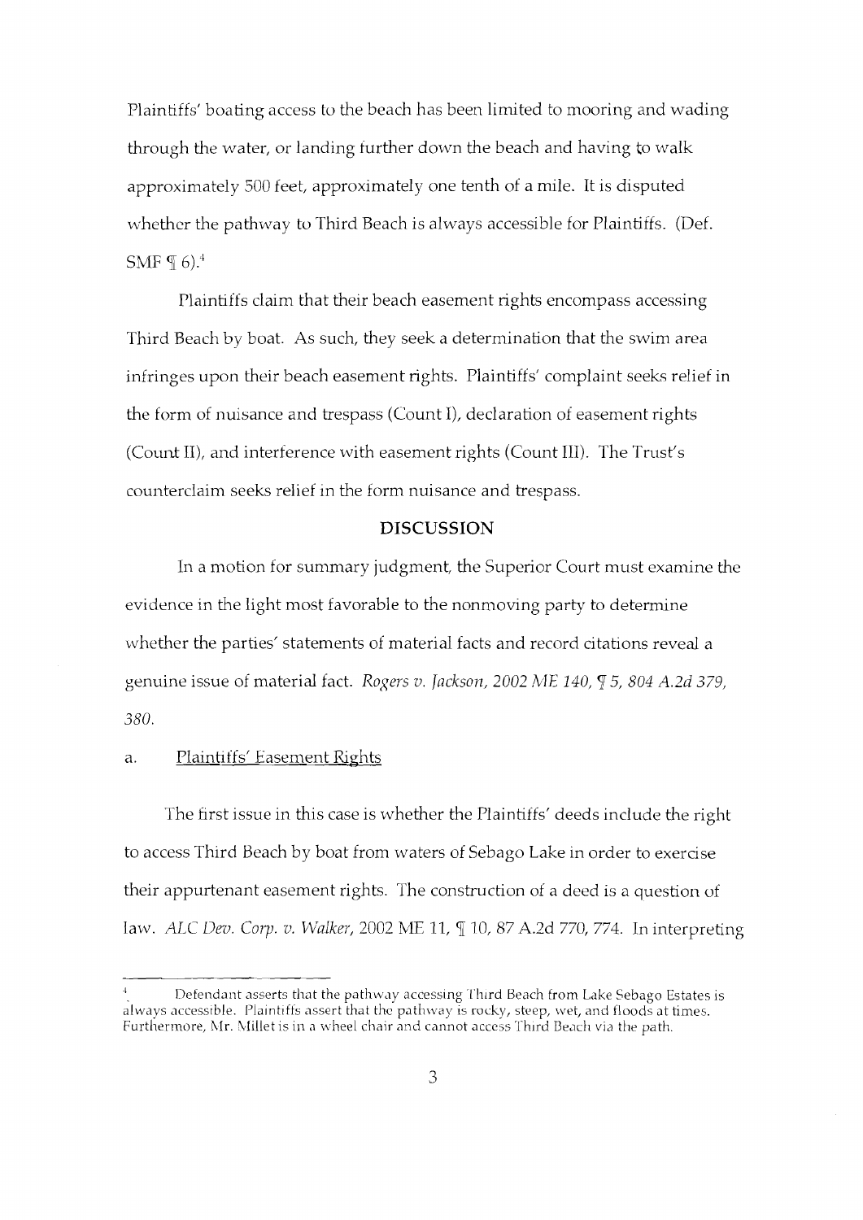Plaintiffs' boating access to the beach has been limited to mooring and wading through the water, or landing further down the beach and having to walk approximately 500 feet, approximately one tenth of a mile. It is disputed whether the pathway to Third Beach is always accessible for Plaintiffs. (Def. SMF ¶ 6).[4]

Plaintiffs claim that their beach easement rights encompass accessing Third Beach by boat. As such, they seek a determination that the swim area infringes upon their beach easement rights. Plaintiffs' complaint seeks relief in the form of nuisance and trespass (Count I), declaration of easement rights (Count II), and interference with easement rights (Count III). The Trust's counterclaim seeks relief in the form nuisance and trespass.

## DISCUSSION

In a motion for summary judgment, the Superior Court must examine the evidence in the light most favorable to the nonmoving party to determine whether the parties' statements of material facts and record citations reveal a genuine issue of material fact. *Rogers v. Jackson, 2002 ME 140, ¶ 5, 804 A.2d 379, 380.*

a. Plaintiffs' Easement Rights

The first issue in this case is whether the Plaintiffs' deeds include the right to access Third Beach by boat from waters of Sebago Lake in order to exercise their appurtenant easement rights. The construction of a deed is a question of law. *ALC Dev. Corp. v. Walker*, 2002 ME 11, ¶ 10, 87 A.2d 770, 774. In interpreting

---

[4] Defendant asserts that the pathway accessing Third Beach from Lake Sebago Estates is always accessible. Plaintiffs assert that the pathway is rocky, steep, wet, and floods at times. Furthermore, Mr. Millet is in a wheel chair and cannot access Third Beach via the path.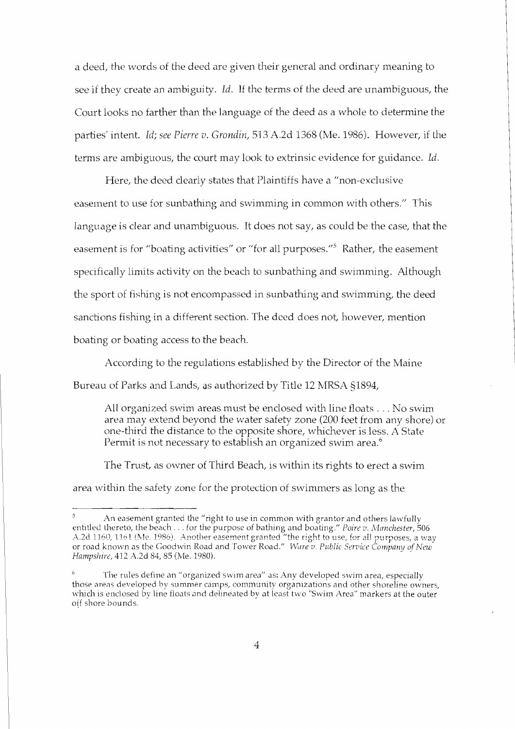a deed, the words of the deed are given their general and ordinary meaning to see if they create an ambiguity. *Id.* If the terms of the deed are unambiguous, the Court looks no farther than the language of the deed as a whole to determine the parties' intent. *Id; see Pierre v. Grondin*, 513 A.2d 1368 (Me. 1986). However, if the terms are ambiguous, the court may look to extrinsic evidence for guidance. *Id.*

Here, the deed clearly states that Plaintiffs have a "non-exclusive easement to use for sunbathing and swimming in common with others." This language is clear and unambiguous. It does not say, as could be the case, that the easement is for "boating activities" or "for all purposes."[5] Rather, the easement specifically limits activity on the beach to sunbathing and swimming. Although the sport of fishing is not encompassed in sunbathing and swimming, the deed sanctions fishing in a different section. The deed does not, however, mention boating or boating access to the beach.

According to the regulations established by the Director of the Maine Bureau of Parks and Lands, as authorized by Title 12 MRSA §1894,

> All organized swim areas must be enclosed with line floats . . . No swim area may extend beyond the water safety zone (200 feet from any shore) or one-third the distance to the opposite shore, whichever is less. A State Permit is not necessary to establish an organized swim area.[6]

The Trust, as owner of Third Beach, is within its rights to erect a swim area within the safety zone for the protection of swimmers as long as the

---

[5] An easement granted the "right to use in common with grantor and others lawfully entitled thereto, the beach . . . for the purpose of bathing and boating." *Poire v. Manchester*, 506 A.2d 1160, 1161 (Me. 1986). Another easement granted "the right to use, for all purposes, a way or road known as the Goodwin Road and Tower Road." *Ware v. Public Service Company of New Hampshire*, 412 A.2d 84, 85 (Me. 1980).

[6] The rules define an "organized swim area" as: Any developed swim area, especially those areas developed by summer camps, community organizations and other shoreline owners, which is enclosed by line floats and delineated by at least two "Swim Area" markers at the outer off shore bounds.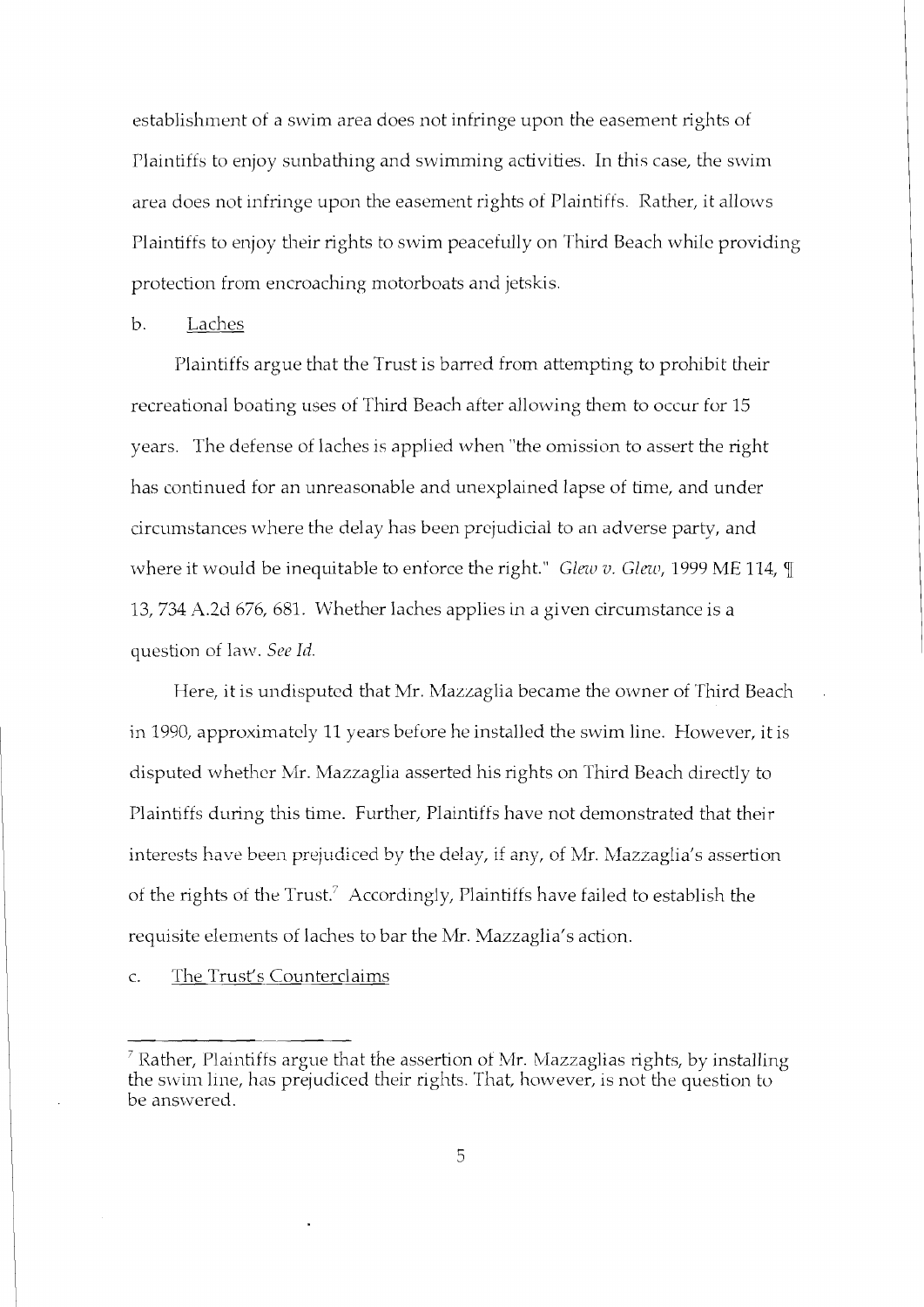establishment of a swim area does not infringe upon the easement rights of Plaintiffs to enjoy sunbathing and swimming activities. In this case, the swim area does not infringe upon the easement rights of Plaintiffs. Rather, it allows Plaintiffs to enjoy their rights to swim peacefully on Third Beach while providing protection from encroaching motorboats and jetskis.

b. <u>Laches</u>

Plaintiffs argue that the Trust is barred from attempting to prohibit their recreational boating uses of Third Beach after allowing them to occur for 15 years. The defense of laches is applied when "the omission to assert the right has continued for an unreasonable and unexplained lapse of time, and under circumstances where the delay has been prejudicial to an adverse party, and where it would be inequitable to enforce the right." *Glew v. Glew*, 1999 ME 114, ¶ 13, 734 A.2d 676, 681. Whether laches applies in a given circumstance is a question of law. *See Id.*

Here, it is undisputed that Mr. Mazzaglia became the owner of Third Beach in 1990, approximately 11 years before he installed the swim line. However, it is disputed whether Mr. Mazzaglia asserted his rights on Third Beach directly to Plaintiffs during this time. Further, Plaintiffs have not demonstrated that their interests have been prejudiced by the delay, if any, of Mr. Mazzaglia's assertion of the rights of the Trust.[7] Accordingly, Plaintiffs have failed to establish the requisite elements of laches to bar the Mr. Mazzaglia's action.

c. <u>The Trust's Counterclaims</u>

---

[7] Rather, Plaintiffs argue that the assertion of Mr. Mazzaglias rights, by installing the swim line, has prejudiced their rights. That, however, is not the question to be answered.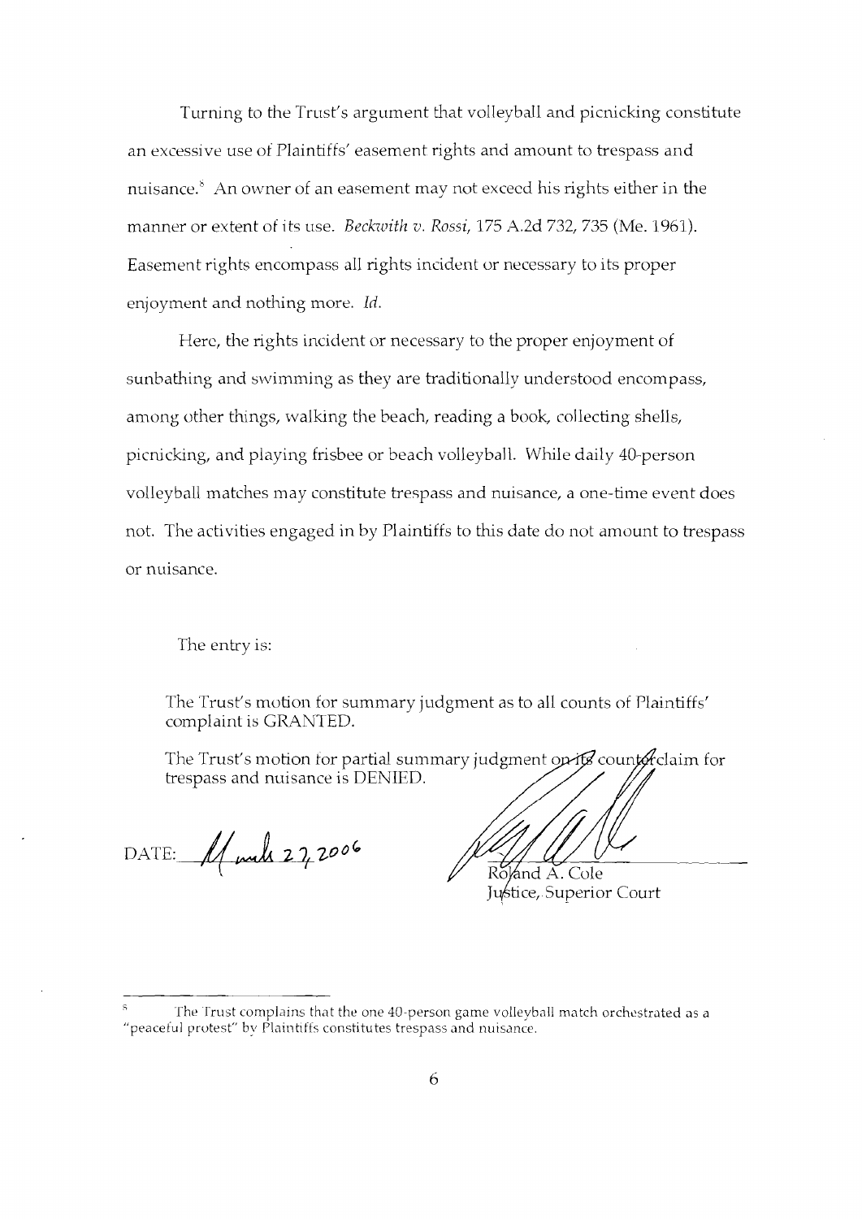Turning to the Trust's argument that volleyball and picnicking constitute an excessive use of Plaintiffs' easement rights and amount to trespass and nuisance.[8] An owner of an easement may not exceed his rights either in the manner or extent of its use. *Beckwith v. Rossi*, 175 A.2d 732, 735 (Me. 1961). Easement rights encompass all rights incident or necessary to its proper enjoyment and nothing more. *Id.*

Here, the rights incident or necessary to the proper enjoyment of sunbathing and swimming as they are traditionally understood encompass, among other things, walking the beach, reading a book, collecting shells, picnicking, and playing frisbee or beach volleyball. While daily 40-person volleyball matches may constitute trespass and nuisance, a one-time event does not. The activities engaged in by Plaintiffs to this date do not amount to trespass or nuisance.

The entry is:

> The Trust's motion for summary judgment as to all counts of Plaintiffs' complaint is GRANTED.
>
> The Trust's motion for partial summary judgment on its counterclaim for trespass and nuisance is DENIED.

DATE: March 27, 2006

Roland A. Cole
Justice, Superior Court

---

[8] The Trust complains that the one 40-person game volleyball match orchestrated as a "peaceful protest" by Plaintiffs constitutes trespass and nuisance.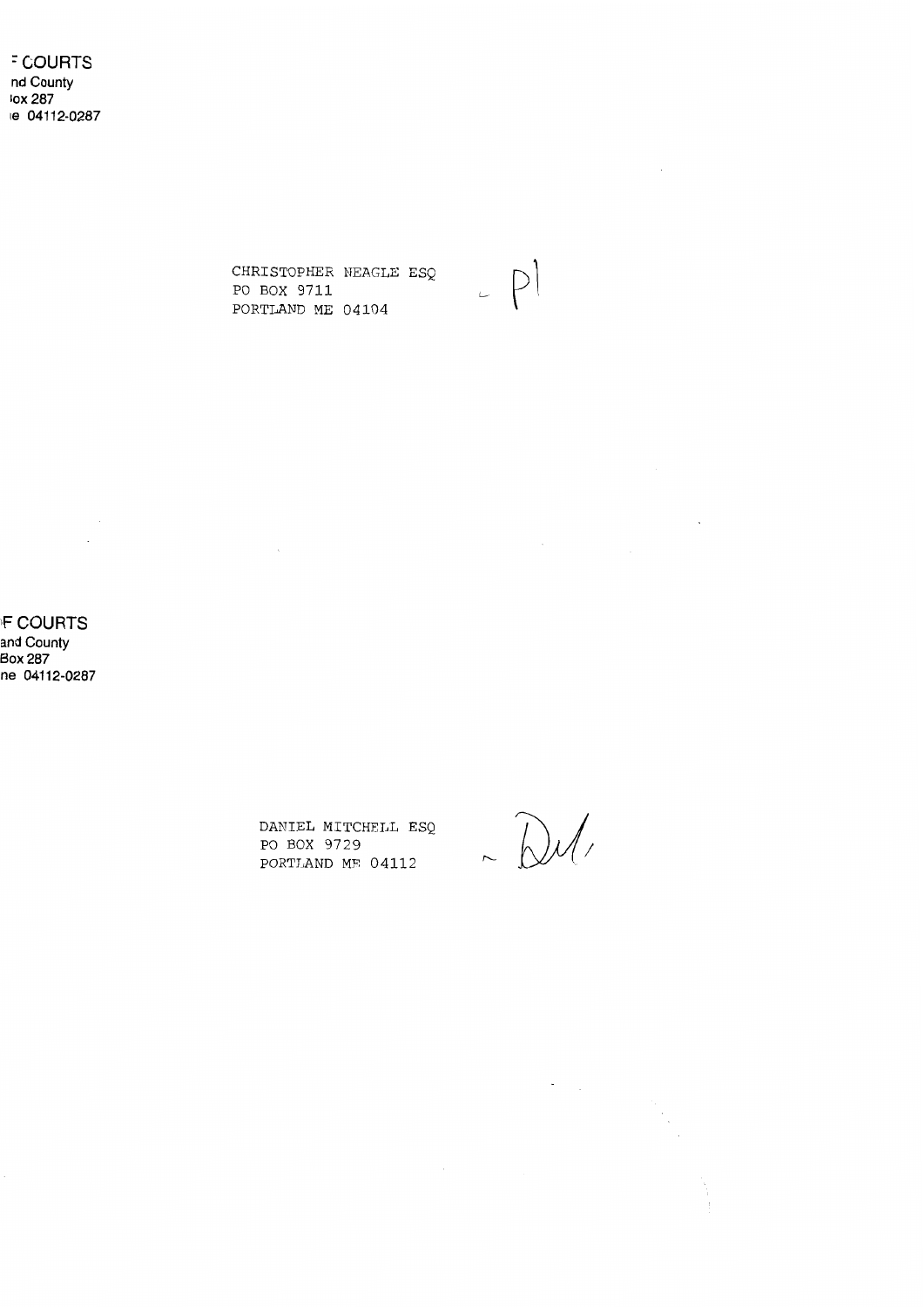= COURTS
nd County
iox 287
ie 04112-0287

CHRISTOPHER NEAGLE ESQ
PO BOX 9711
PORTLAND ME 04104

- Pl

F COURTS
and County
Box 287
ne 04112-0287

DANIEL MITCHELL ESQ
PO BOX 9729
PORTLAND ME 04112

- Def.